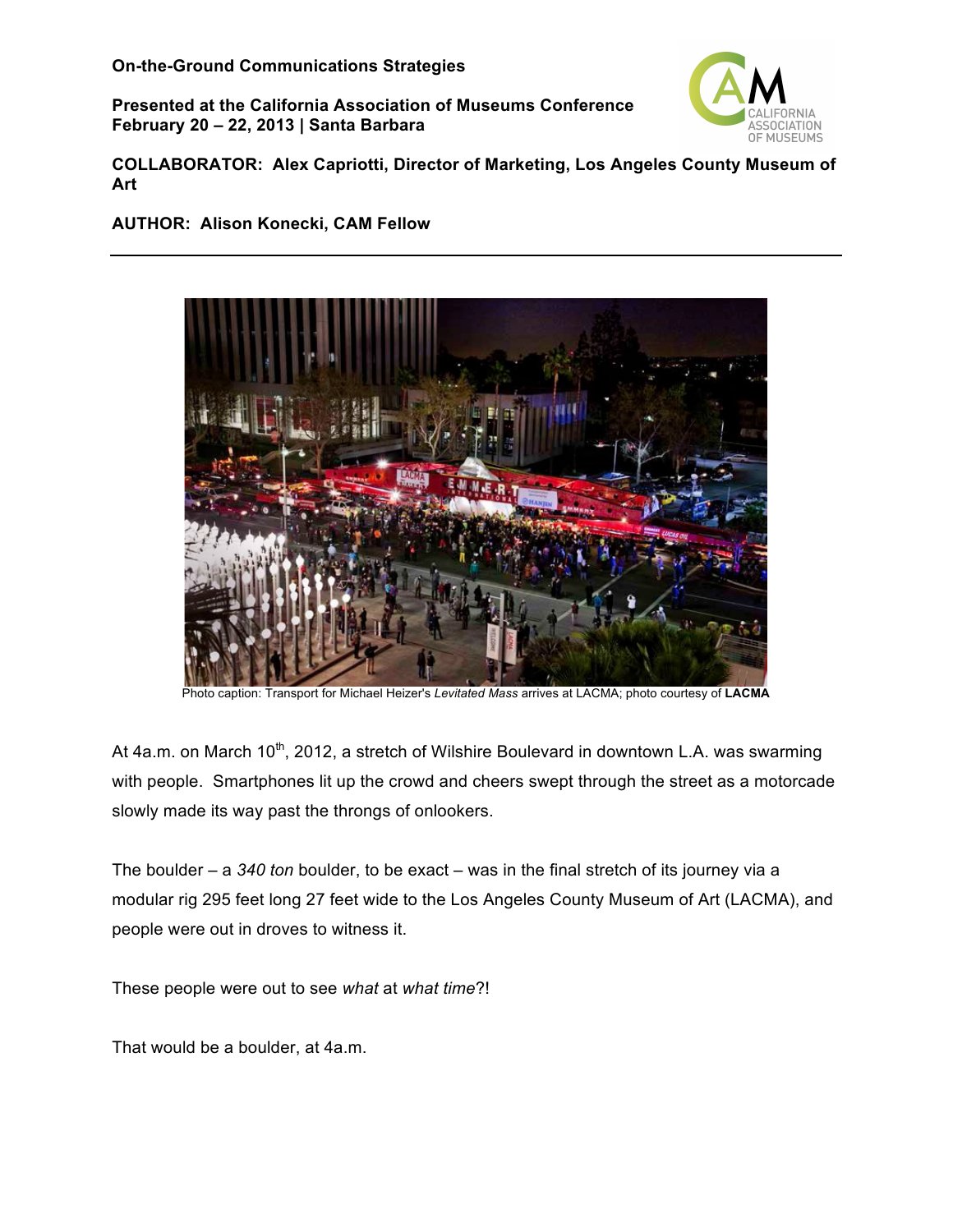**On-the-Ground Communications Strategies**

**Presented at the California Association of Museums Conference**
**February 20 – 22, 2013 | Santa Barbara**

**COLLABORATOR: Alex Capriotti, Director of Marketing, Los Angeles County Museum of Art**

**AUTHOR: Alison Konecki, CAM Fellow**

---

Photo caption: Transport for Michael Heizer's *Levitated Mass* arrives at LACMA; photo courtesy of **LACMA**

At 4a.m. on March 10th, 2012, a stretch of Wilshire Boulevard in downtown L.A. was swarming with people. Smartphones lit up the crowd and cheers swept through the street as a motorcade slowly made its way past the throngs of onlookers.

The boulder – a *340 ton* boulder, to be exact – was in the final stretch of its journey via a modular rig 295 feet long 27 feet wide to the Los Angeles County Museum of Art (LACMA), and people were out in droves to witness it.

These people were out to see *what* at *what time*?!

That would be a boulder, at 4a.m.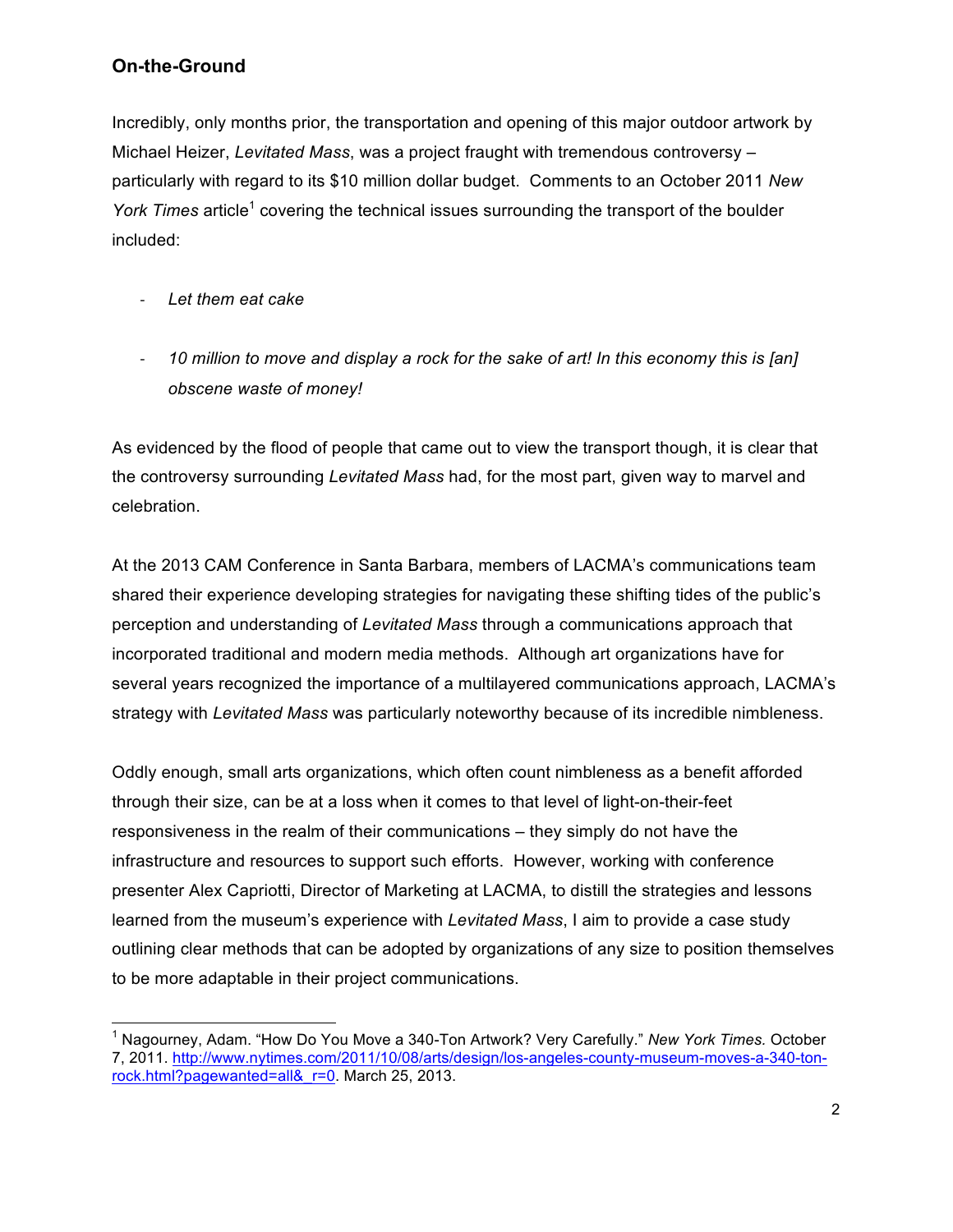## On-the-Ground

Incredibly, only months prior, the transportation and opening of this major outdoor artwork by Michael Heizer, *Levitated Mass*, was a project fraught with tremendous controversy – particularly with regard to its $10 million dollar budget. Comments to an October 2011 *New York Times* article[1] covering the technical issues surrounding the transport of the boulder included:

- *Let them eat cake*
- *10 million to move and display a rock for the sake of art! In this economy this is [an] obscene waste of money!*

As evidenced by the flood of people that came out to view the transport though, it is clear that the controversy surrounding *Levitated Mass* had, for the most part, given way to marvel and celebration.

At the 2013 CAM Conference in Santa Barbara, members of LACMA's communications team shared their experience developing strategies for navigating these shifting tides of the public's perception and understanding of *Levitated Mass* through a communications approach that incorporated traditional and modern media methods. Although art organizations have for several years recognized the importance of a multilayered communications approach, LACMA's strategy with *Levitated Mass* was particularly noteworthy because of its incredible nimbleness.

Oddly enough, small arts organizations, which often count nimbleness as a benefit afforded through their size, can be at a loss when it comes to that level of light-on-their-feet responsiveness in the realm of their communications – they simply do not have the infrastructure and resources to support such efforts. However, working with conference presenter Alex Capriotti, Director of Marketing at LACMA, to distill the strategies and lessons learned from the museum's experience with *Levitated Mass*, I aim to provide a case study outlining clear methods that can be adopted by organizations of any size to position themselves to be more adaptable in their project communications.

---

[1] Nagourney, Adam. "How Do You Move a 340-Ton Artwork? Very Carefully." *New York Times.* October 7, 2011. http://www.nytimes.com/2011/10/08/arts/design/los-angeles-county-museum-moves-a-340-ton-rock.html?pagewanted=all&_r=0. March 25, 2013.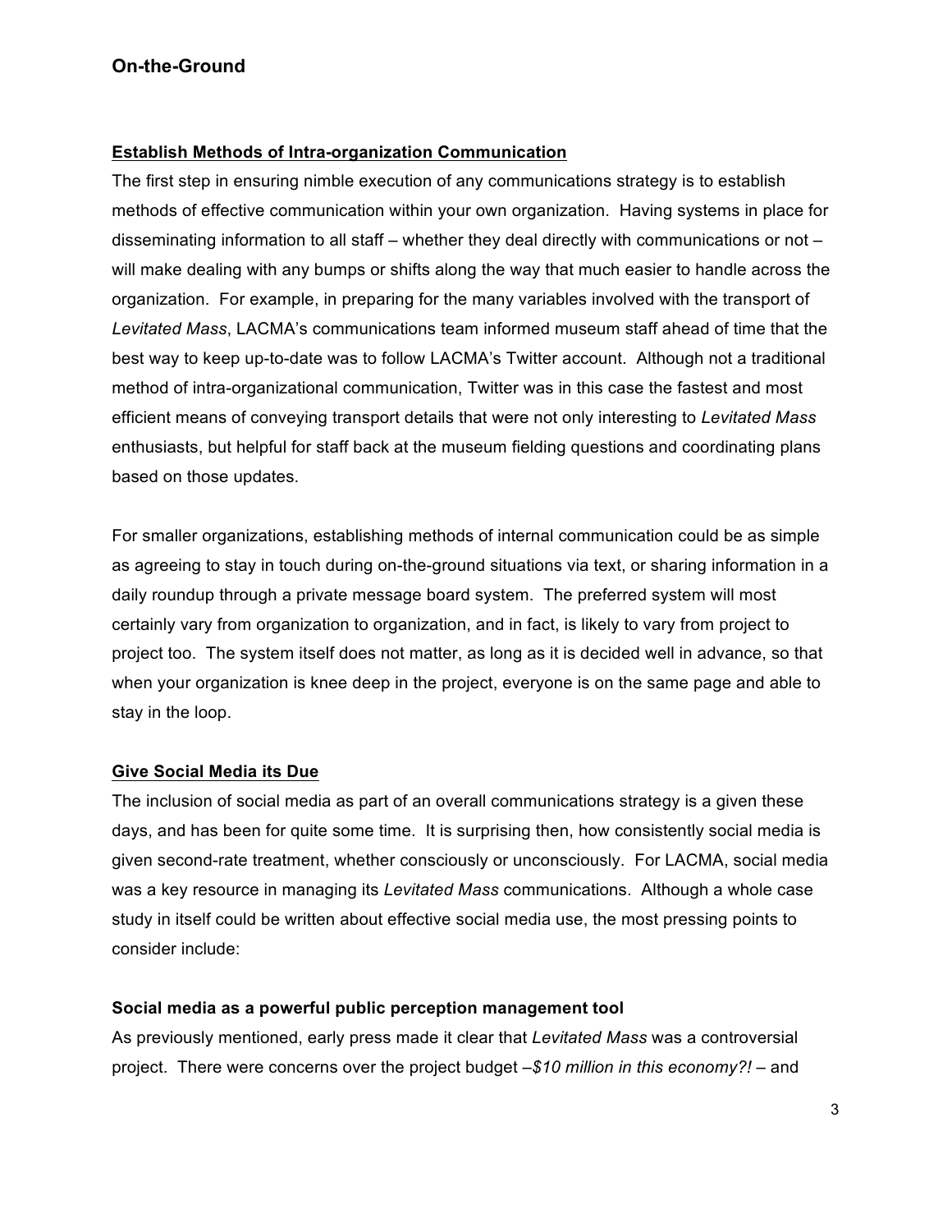## On-the-Ground

**Establish Methods of Intra-organization Communication**

The first step in ensuring nimble execution of any communications strategy is to establish methods of effective communication within your own organization. Having systems in place for disseminating information to all staff – whether they deal directly with communications or not – will make dealing with any bumps or shifts along the way that much easier to handle across the organization. For example, in preparing for the many variables involved with the transport of *Levitated Mass*, LACMA's communications team informed museum staff ahead of time that the best way to keep up-to-date was to follow LACMA's Twitter account. Although not a traditional method of intra-organizational communication, Twitter was in this case the fastest and most efficient means of conveying transport details that were not only interesting to *Levitated Mass* enthusiasts, but helpful for staff back at the museum fielding questions and coordinating plans based on those updates.

For smaller organizations, establishing methods of internal communication could be as simple as agreeing to stay in touch during on-the-ground situations via text, or sharing information in a daily roundup through a private message board system. The preferred system will most certainly vary from organization to organization, and in fact, is likely to vary from project to project too. The system itself does not matter, as long as it is decided well in advance, so that when your organization is knee deep in the project, everyone is on the same page and able to stay in the loop.

**Give Social Media its Due**

The inclusion of social media as part of an overall communications strategy is a given these days, and has been for quite some time. It is surprising then, how consistently social media is given second-rate treatment, whether consciously or unconsciously. For LACMA, social media was a key resource in managing its *Levitated Mass* communications. Although a whole case study in itself could be written about effective social media use, the most pressing points to consider include:

**Social media as a powerful public perception management tool**

As previously mentioned, early press made it clear that *Levitated Mass* was a controversial project. There were concerns over the project budget –*$10 million in this economy?!* – and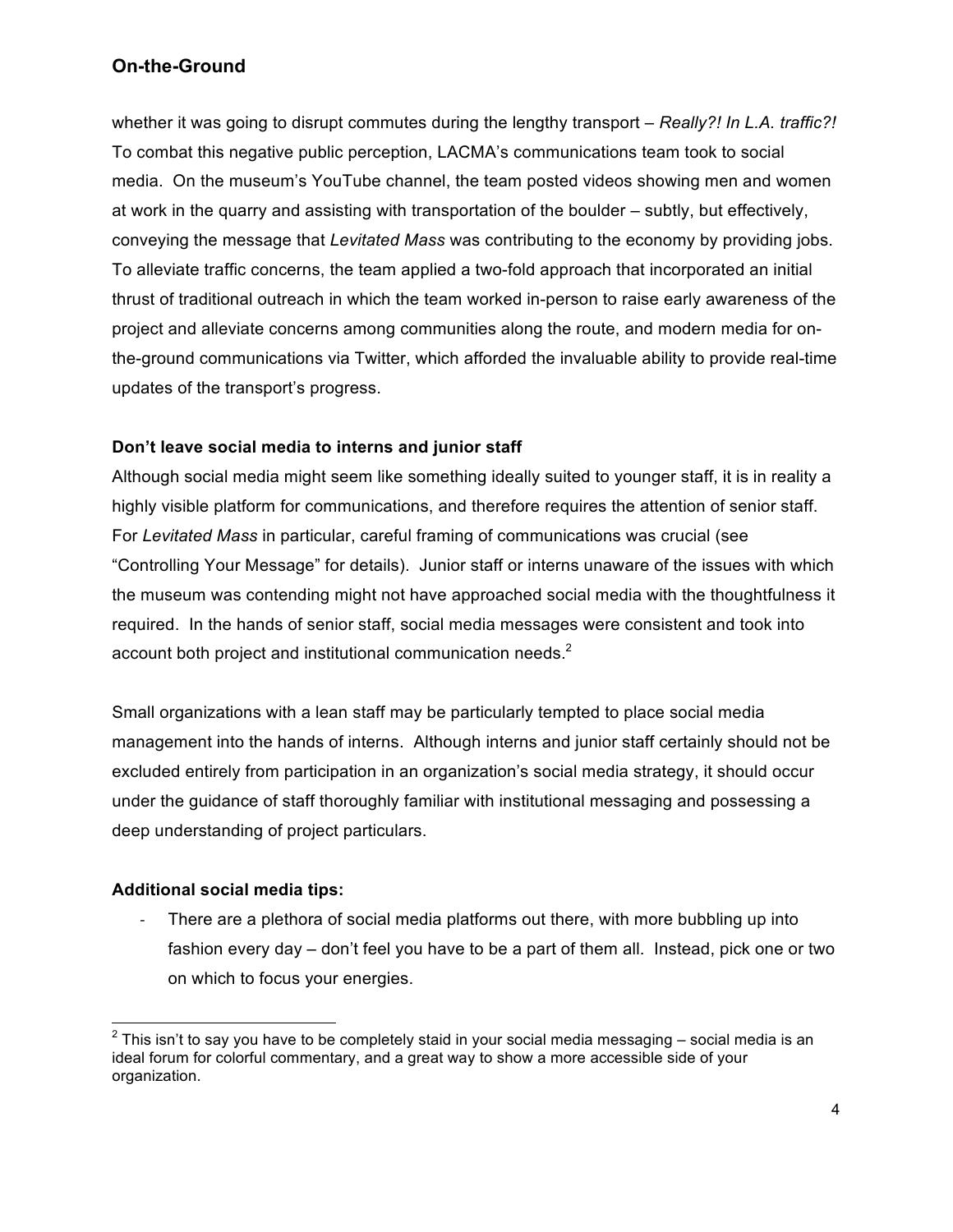whether it was going to disrupt commutes during the lengthy transport – *Really?! In L.A. traffic?!* To combat this negative public perception, LACMA's communications team took to social media. On the museum's YouTube channel, the team posted videos showing men and women at work in the quarry and assisting with transportation of the boulder – subtly, but effectively, conveying the message that *Levitated Mass* was contributing to the economy by providing jobs. To alleviate traffic concerns, the team applied a two-fold approach that incorporated an initial thrust of traditional outreach in which the team worked in-person to raise early awareness of the project and alleviate concerns among communities along the route, and modern media for on-the-ground communications via Twitter, which afforded the invaluable ability to provide real-time updates of the transport's progress.

**Don't leave social media to interns and junior staff**

Although social media might seem like something ideally suited to younger staff, it is in reality a highly visible platform for communications, and therefore requires the attention of senior staff. For *Levitated Mass* in particular, careful framing of communications was crucial (see "Controlling Your Message" for details). Junior staff or interns unaware of the issues with which the museum was contending might not have approached social media with the thoughtfulness it required. In the hands of senior staff, social media messages were consistent and took into account both project and institutional communication needs.[2]

Small organizations with a lean staff may be particularly tempted to place social media management into the hands of interns. Although interns and junior staff certainly should not be excluded entirely from participation in an organization's social media strategy, it should occur under the guidance of staff thoroughly familiar with institutional messaging and possessing a deep understanding of project particulars.

**Additional social media tips:**

- There are a plethora of social media platforms out there, with more bubbling up into fashion every day – don't feel you have to be a part of them all. Instead, pick one or two on which to focus your energies.

[2] This isn't to say you have to be completely staid in your social media messaging – social media is an ideal forum for colorful commentary, and a great way to show a more accessible side of your organization.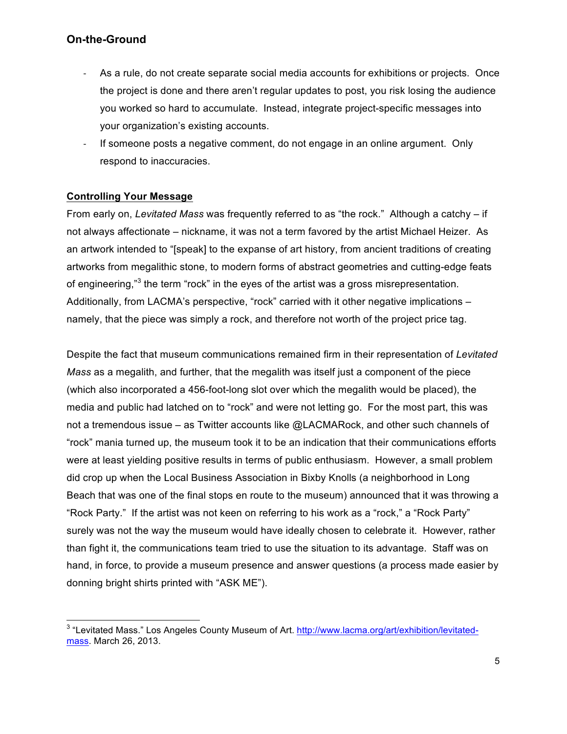## On-the-Ground

- As a rule, do not create separate social media accounts for exhibitions or projects. Once the project is done and there aren't regular updates to post, you risk losing the audience you worked so hard to accumulate. Instead, integrate project-specific messages into your organization's existing accounts.
- If someone posts a negative comment, do not engage in an online argument. Only respond to inaccuracies.

**Controlling Your Message**

From early on, *Levitated Mass* was frequently referred to as "the rock." Although a catchy – if not always affectionate – nickname, it was not a term favored by the artist Michael Heizer. As an artwork intended to "[speak] to the expanse of art history, from ancient traditions of creating artworks from megalithic stone, to modern forms of abstract geometries and cutting-edge feats of engineering,"[3] the term "rock" in the eyes of the artist was a gross misrepresentation. Additionally, from LACMA's perspective, "rock" carried with it other negative implications – namely, that the piece was simply a rock, and therefore not worth of the project price tag.

Despite the fact that museum communications remained firm in their representation of *Levitated Mass* as a megalith, and further, that the megalith was itself just a component of the piece (which also incorporated a 456-foot-long slot over which the megalith would be placed), the media and public had latched on to "rock" and were not letting go. For the most part, this was not a tremendous issue – as Twitter accounts like @LACMARock, and other such channels of "rock" mania turned up, the museum took it to be an indication that their communications efforts were at least yielding positive results in terms of public enthusiasm. However, a small problem did crop up when the Local Business Association in Bixby Knolls (a neighborhood in Long Beach that was one of the final stops en route to the museum) announced that it was throwing a "Rock Party." If the artist was not keen on referring to his work as a "rock," a "Rock Party" surely was not the way the museum would have ideally chosen to celebrate it. However, rather than fight it, the communications team tried to use the situation to its advantage. Staff was on hand, in force, to provide a museum presence and answer questions (a process made easier by donning bright shirts printed with "ASK ME").

---

[3] "Levitated Mass." Los Angeles County Museum of Art. http://www.lacma.org/art/exhibition/levitated-mass. March 26, 2013.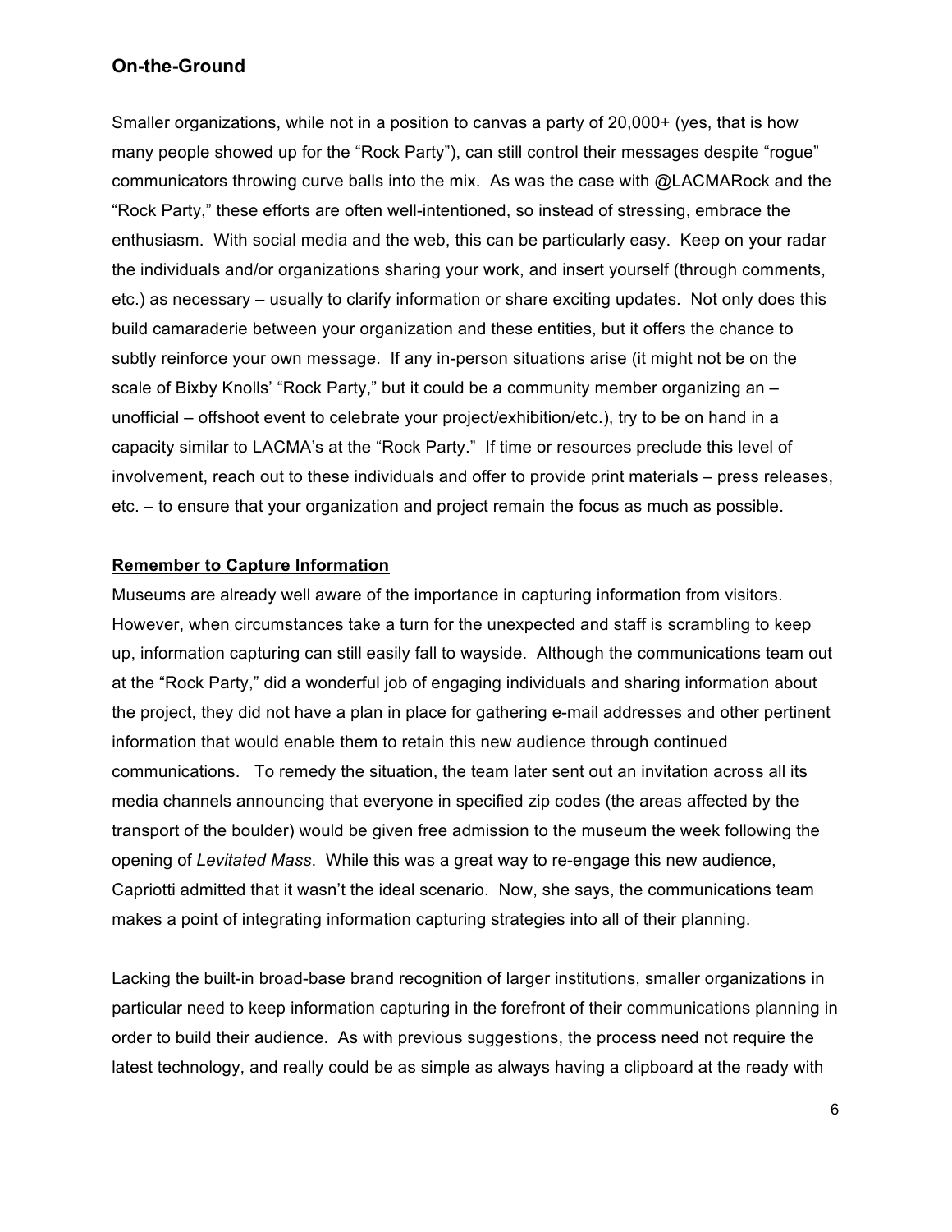### On-the-Ground

Smaller organizations, while not in a position to canvas a party of 20,000+ (yes, that is how many people showed up for the "Rock Party"), can still control their messages despite "rogue" communicators throwing curve balls into the mix. As was the case with @LACMARock and the "Rock Party," these efforts are often well-intentioned, so instead of stressing, embrace the enthusiasm. With social media and the web, this can be particularly easy. Keep on your radar the individuals and/or organizations sharing your work, and insert yourself (through comments, etc.) as necessary – usually to clarify information or share exciting updates. Not only does this build camaraderie between your organization and these entities, but it offers the chance to subtly reinforce your own message. If any in-person situations arise (it might not be on the scale of Bixby Knolls' "Rock Party," but it could be a community member organizing an – unofficial – offshoot event to celebrate your project/exhibition/etc.), try to be on hand in a capacity similar to LACMA's at the "Rock Party." If time or resources preclude this level of involvement, reach out to these individuals and offer to provide print materials – press releases, etc. – to ensure that your organization and project remain the focus as much as possible.

**Remember to Capture Information**

Museums are already well aware of the importance in capturing information from visitors. However, when circumstances take a turn for the unexpected and staff is scrambling to keep up, information capturing can still easily fall to wayside. Although the communications team out at the "Rock Party," did a wonderful job of engaging individuals and sharing information about the project, they did not have a plan in place for gathering e-mail addresses and other pertinent information that would enable them to retain this new audience through continued communications. To remedy the situation, the team later sent out an invitation across all its media channels announcing that everyone in specified zip codes (the areas affected by the transport of the boulder) would be given free admission to the museum the week following the opening of *Levitated Mass*. While this was a great way to re-engage this new audience, Capriotti admitted that it wasn't the ideal scenario. Now, she says, the communications team makes a point of integrating information capturing strategies into all of their planning.

Lacking the built-in broad-base brand recognition of larger institutions, smaller organizations in particular need to keep information capturing in the forefront of their communications planning in order to build their audience. As with previous suggestions, the process need not require the latest technology, and really could be as simple as always having a clipboard at the ready with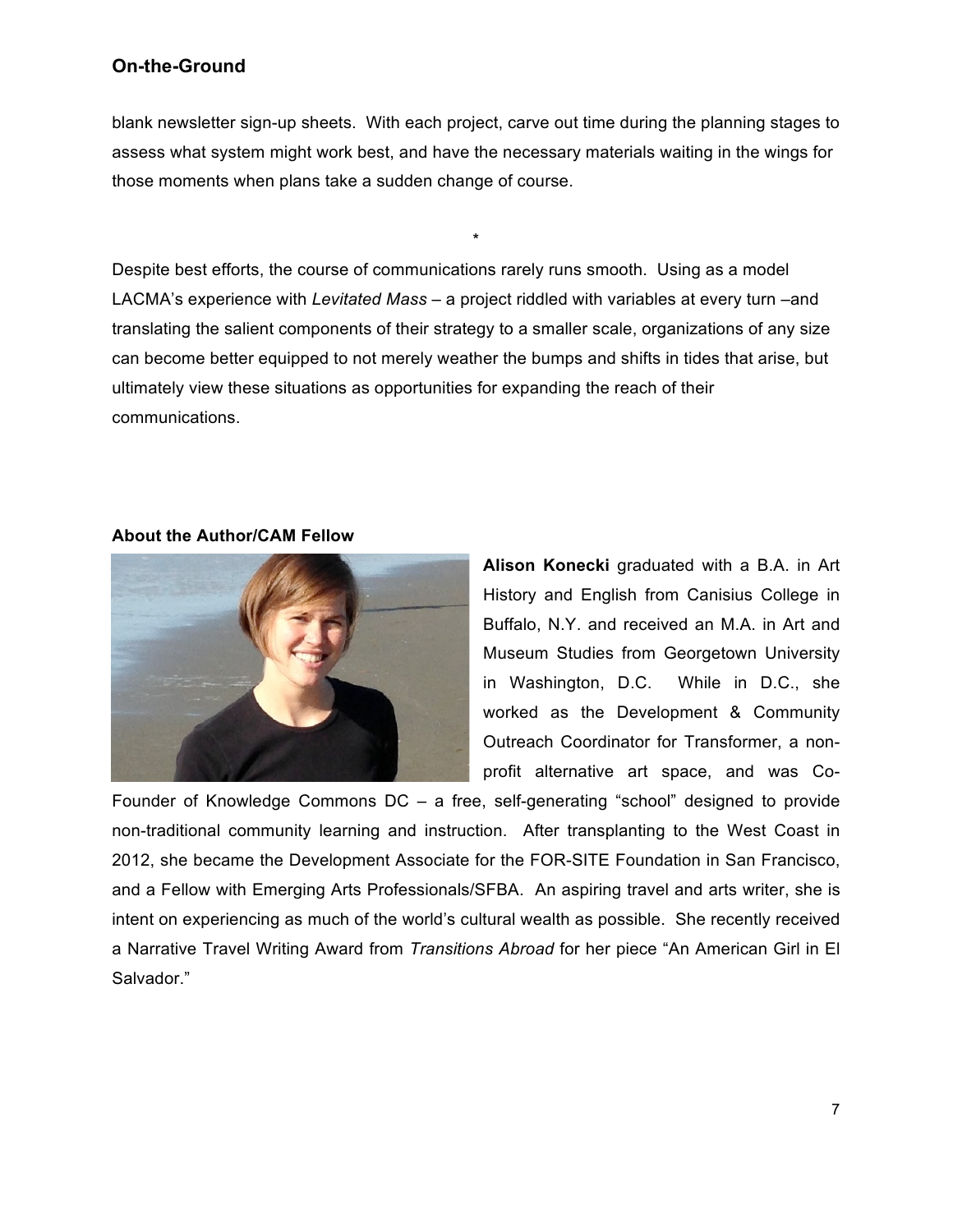blank newsletter sign-up sheets. With each project, carve out time during the planning stages to assess what system might work best, and have the necessary materials waiting in the wings for those moments when plans take a sudden change of course.

*

Despite best efforts, the course of communications rarely runs smooth. Using as a model LACMA's experience with *Levitated Mass* – a project riddled with variables at every turn –and translating the salient components of their strategy to a smaller scale, organizations of any size can become better equipped to not merely weather the bumps and shifts in tides that arise, but ultimately view these situations as opportunities for expanding the reach of their communications.

**About the Author/CAM Fellow**

**Alison Konecki** graduated with a B.A. in Art History and English from Canisius College in Buffalo, N.Y. and received an M.A. in Art and Museum Studies from Georgetown University in Washington, D.C. While in D.C., she worked as the Development & Community Outreach Coordinator for Transformer, a non-profit alternative art space, and was Co-Founder of Knowledge Commons DC – a free, self-generating "school" designed to provide non-traditional community learning and instruction. After transplanting to the West Coast in 2012, she became the Development Associate for the FOR-SITE Foundation in San Francisco, and a Fellow with Emerging Arts Professionals/SFBA. An aspiring travel and arts writer, she is intent on experiencing as much of the world's cultural wealth as possible. She recently received a Narrative Travel Writing Award from *Transitions Abroad* for her piece "An American Girl in El Salvador."